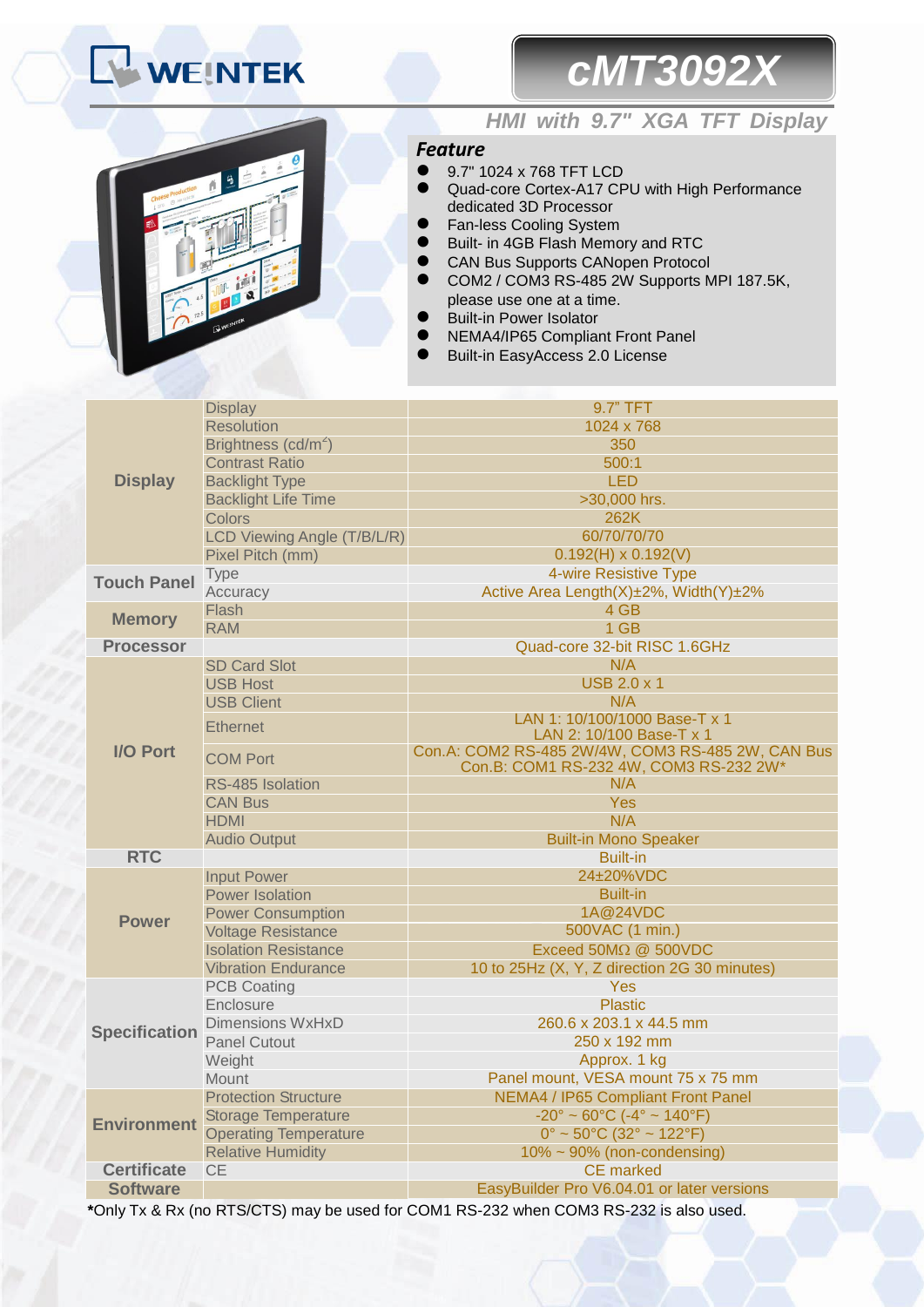WEINTEK

# cMT3092X

## HMI with 9.7" XGA TFT Display

### Feature

- 9.7" 1024 x 768 TFT LCD
- Quad-core Cortex-A17 CPU with High Performance dedicated 3D Processor
- Fan-less Cooling System
- Built- in 4GB Flash Memory and RTC
- CAN Bus Supports CANopen Protocol
- COM2 / COM3 RS-485 2W Supports MPI 187.5K, please use one at a time.
- Built-in Power Isolator
- NEMA4/IP65 Compliant Front Panel
- Built-in EasyAccess 2.0 License

| | | |
|---|---|---|
| **Display** | Display | 9.7" TFT |
| | Resolution | 1024 x 768 |
| | Brightness (cd/m²) | 350 |
| | Contrast Ratio | 500:1 |
| | Backlight Type | LED |
| | Backlight Life Time | >30,000 hrs. |
| | Colors | 262K |
| | LCD Viewing Angle (T/B/L/R) | 60/70/70/70 |
| | Pixel Pitch (mm) | 0.192(H) x 0.192(V) |
| **Touch Panel** | Type | 4-wire Resistive Type |
| | Accuracy | Active Area Length(X)±2%, Width(Y)±2% |
| **Memory** | Flash | 4 GB |
| | RAM | 1 GB |
| **Processor** | | Quad-core 32-bit RISC 1.6GHz |
| **I/O Port** | SD Card Slot | N/A |
| | USB Host | USB 2.0 x 1 |
| | USB Client | N/A |
| | Ethernet | LAN 1: 10/100/1000 Base-T x 1<br>LAN 2: 10/100 Base-T x 1 |
| | COM Port | Con.A: COM2 RS-485 2W/4W, COM3 RS-485 2W, CAN Bus<br>Con.B: COM1 RS-232 4W, COM3 RS-232 2W* |
| | RS-485 Isolation | N/A |
| | CAN Bus | Yes |
| | HDMI | N/A |
| | Audio Output | Built-in Mono Speaker |
| **RTC** | | Built-in |
| **Power** | Input Power | 24±20%VDC |
| | Power Isolation | Built-in |
| | Power Consumption | 1A@24VDC |
| | Voltage Resistance | 500VAC (1 min.) |
| | Isolation Resistance | Exceed 50MΩ @ 500VDC |
| | Vibration Endurance | 10 to 25Hz (X, Y, Z direction 2G 30 minutes) |
| **Specification** | PCB Coating | Yes |
| | Enclosure | Plastic |
| | Dimensions WxHxD | 260.6 x 203.1 x 44.5 mm |
| | Panel Cutout | 250 x 192 mm |
| | Weight | Approx. 1 kg |
| | Mount | Panel mount, VESA mount 75 x 75 mm |
| **Environment** | Protection Structure | NEMA4 / IP65 Compliant Front Panel |
| | Storage Temperature | -20° ~ 60°C (-4° ~ 140°F) |
| | Operating Temperature | 0° ~ 50°C (32° ~ 122°F) |
| | Relative Humidity | 10% ~ 90% (non-condensing) |
| **Certificate** | CE | CE marked |
| **Software** | | EasyBuilder Pro V6.04.01 or later versions |

*Only Tx & Rx (no RTS/CTS) may be used for COM1 RS-232 when COM3 RS-232 is also used.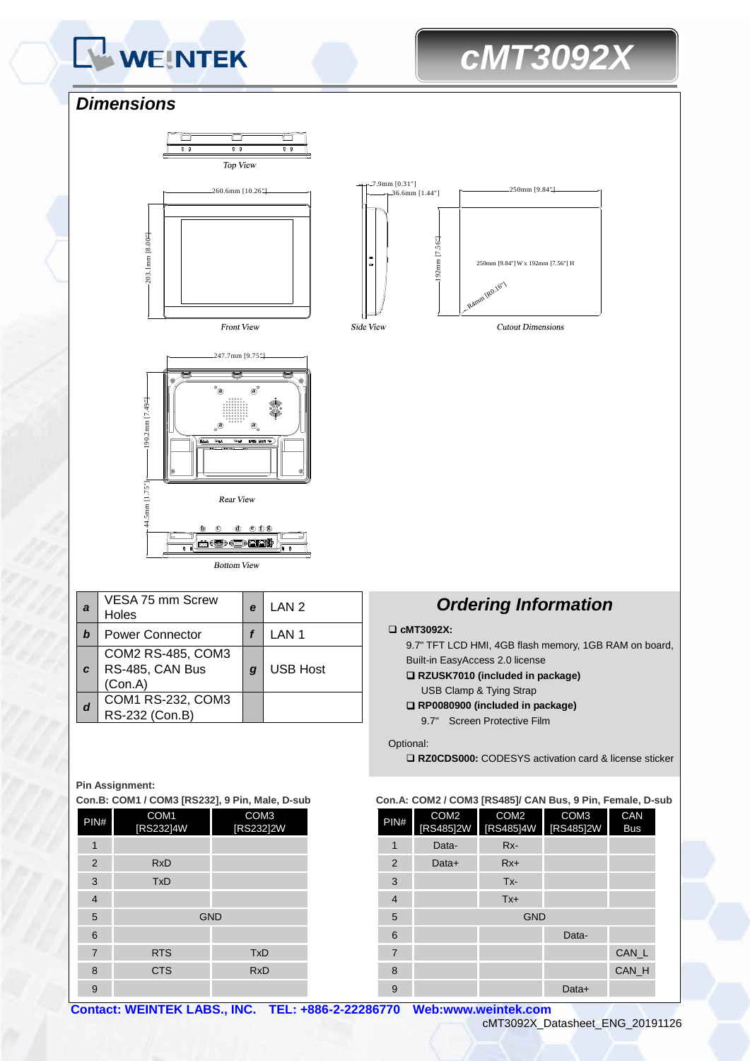# cMT3092X

## Dimensions

Top View

260.6mm [10.26"]

203.1mm [8.00"]

Front View

7.9mm [0.31"]

36.6mm [1.44"]

Side View

250mm [9.84"]

192mm [7.56"]

250mm [9.84"] W x 192mm [7.56"] H

R4mm [R0.16"]

Cutout Dimensions

247.7mm [9.75"]

190.2mm [7.49"]

Rear View

44.5mm [1.75"]

Bottom View

| | | | |
|---|---|---|---|
| **a** | VESA 75 mm Screw Holes | **e** | LAN 2 |
| **b** | Power Connector | **f** | LAN 1 |
| **c** | COM2 RS-485, COM3 RS-485, CAN Bus (Con.A) | **g** | USB Host |
| **d** | COM1 RS-232, COM3 RS-232 (Con.B) | | |

## Ordering Information

❑ **cMT3092X:**

9.7" TFT LCD HMI, 4GB flash memory, 1GB RAM on board, Built-in EasyAccess 2.0 license

❑ **RZUSK7010 (included in package)**

USB Clamp & Tying Strap

❑ **RP0080900 (included in package)**

9.7" Screen Protective Film

Optional:

❑ **RZ0CDS000:** CODESYS activation card & license sticker

**Pin Assignment:**

**Con.B: COM1 / COM3 [RS232], 9 Pin, Male, D-sub**

| PIN# | COM1 [RS232]4W | COM3 [RS232]2W |
|---|---|---|
| 1 | | |
| 2 | RxD | |
| 3 | TxD | |
| 4 | | |
| 5 | GND | |
| 6 | | |
| 7 | RTS | TxD |
| 8 | CTS | RxD |
| 9 | | |

**Con.A: COM2 / COM3 [RS485]/ CAN Bus, 9 Pin, Female, D-sub**

| PIN# | COM2 [RS485]2W | COM2 [RS485]4W | COM3 [RS485]2W | CAN Bus |
|---|---|---|---|---|
| 1 | Data- | Rx- | | |
| 2 | Data+ | Rx+ | | |
| 3 | | Tx- | | |
| 4 | | Tx+ | | |
| 5 | GND | | | |
| 6 | | | Data- | |
| 7 | | | | CAN_L |
| 8 | | | | CAN_H |
| 9 | | | Data+ | |

**Contact: WEINTEK LABS., INC. TEL: +886-2-22286770 Web:www.weintek.com**

cMT3092X_Datasheet_ENG_20191126